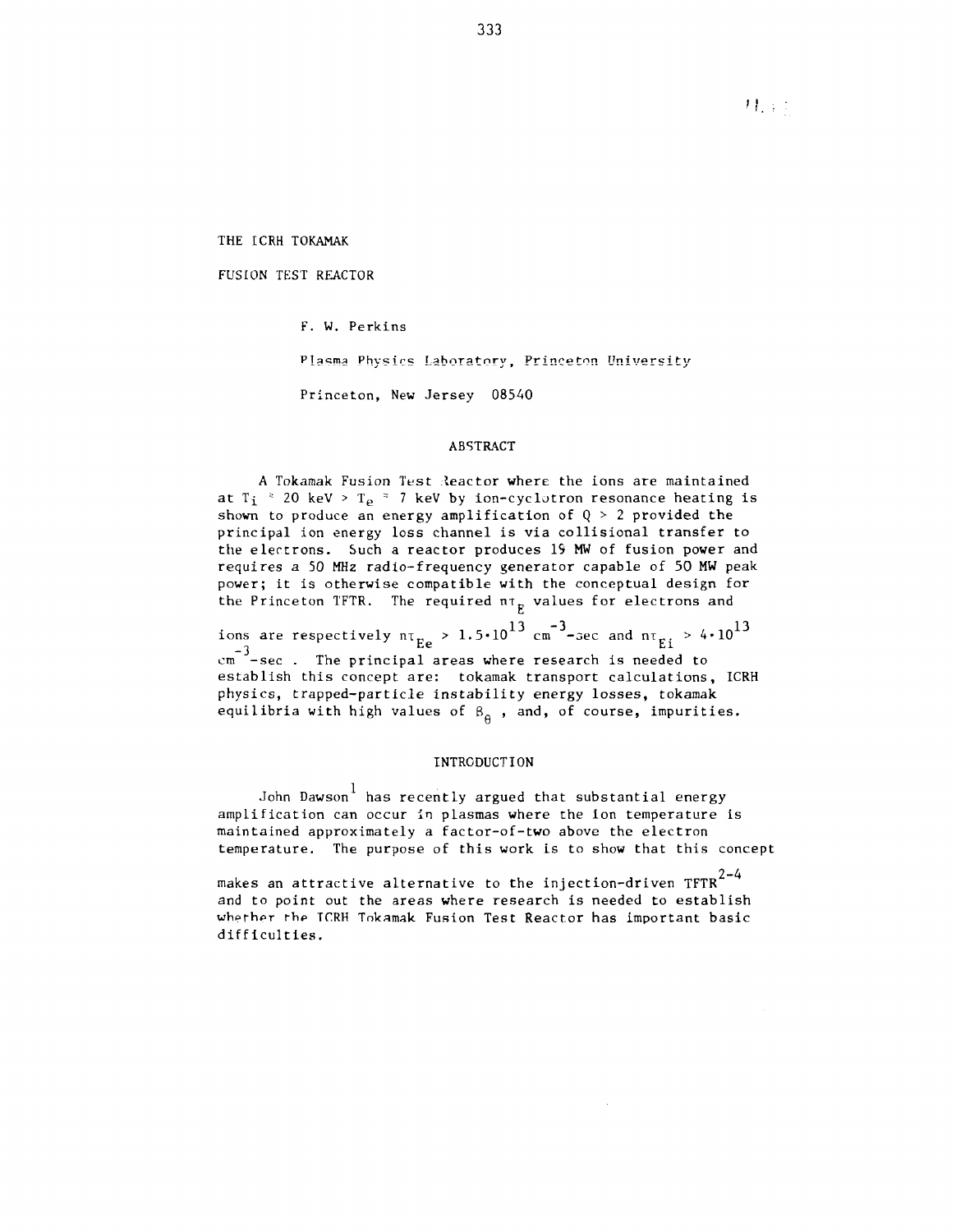# THE ICRH TOKAMAK

# FUSION TEST REACTOR

F. W. Perkins

Plasma Physics Laboratory, Princeton University

Princeton, New Jersey 08540

## ABSTRACT

A Tokamak Fusion Test Reactor where the ions are maintained at $T_i \approx 20$ keV > $T_e \approx 7$ keV by ion-cyclotron resonance heating is shown to produce an energy amplification of $Q > 2$ provided the principal ion energy loss channel is via collisional transfer to the electrons. Such a reactor produces 19 MW of fusion power and requires a 50 MHz radio-frequency generator capable of 50 MW peak power; it is otherwise compatible with the conceptual design for the Princeton TFTR. The required $n\tau_E$ values for electrons and ions are respectively $n\tau_{Ee} > 1.5 \cdot 10^{13}$ $cm^{-3}$-sec and $n\tau_{Ei} > 4 \cdot 10^{13}$ $cm^{-3}$-sec. The principal areas where research is needed to establish this concept are: tokamak transport calculations, ICRH physics, trapped-particle instability energy losses, tokamak equilibria with high values of $\beta_\theta$, and, of course, impurities.

## INTRODUCTION

John Dawson[1] has recently argued that substantial energy amplification can occur in plasmas where the ion temperature is maintained approximately a factor-of-two above the electron temperature. The purpose of this work is to show that this concept makes an attractive alternative to the injection-driven TFTR[2-4] and to point out the areas where research is needed to establish whether the ICRH Tokamak Fusion Test Reactor has important basic difficulties.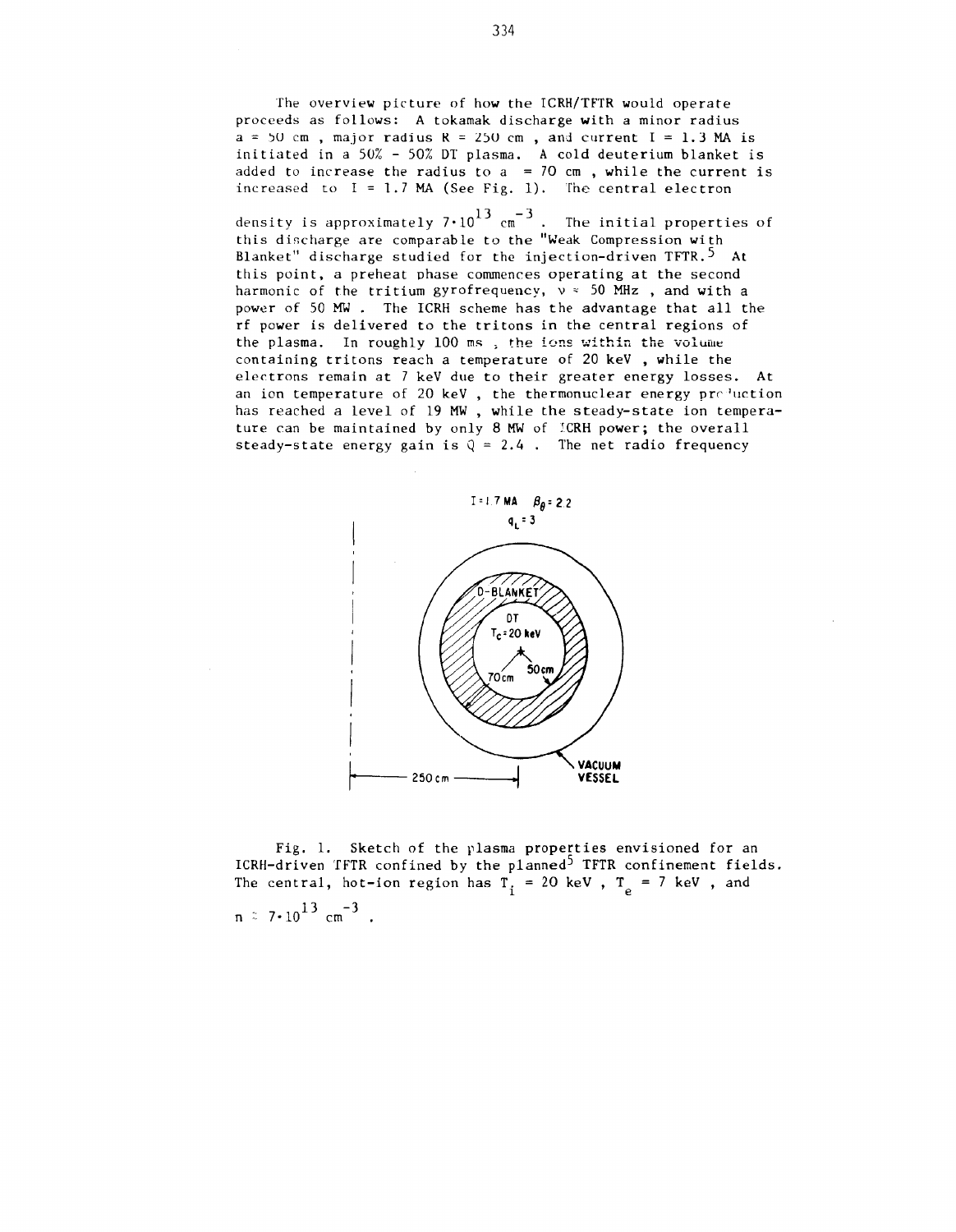The overview picture of how the ICRH/TFTR would operate proceeds as follows: A tokamak discharge with a minor radius $a = 50$ cm , major radius $R = 250$ cm , and current $I = 1.3$ MA is initiated in a 50% - 50% DT plasma. A cold deuterium blanket is added to increase the radius to $a = 70$ cm , while the current is increased to $I = 1.7$ MA (See Fig. 1). The central electron density is approximately $7 \cdot 10^{13}$ $cm^{-3}$ . The initial properties of this discharge are comparable to the "Weak Compression with Blanket" discharge studied for the injection-driven TFTR.[5] At this point, a preheat phase commences operating at the second harmonic of the tritium gyrofrequency, $\nu \approx 50$ MHz , and with a power of 50 MW . The ICRH scheme has the advantage that all the rf power is delivered to the tritons in the central regions of the plasma. In roughly 100 ms , the ions within the volume containing tritons reach a temperature of 20 keV , while the electrons remain at 7 keV due to their greater energy losses. At an ion temperature of 20 keV , the thermonuclear energy production has reached a level of 19 MW , while the steady-state ion temperature can be maintained by only 8 MW of ICRH power; the overall steady-state energy gain is $Q = 2.4$ . The net radio frequency

I = 1.7 MA $\beta_\theta = 2.2$

$q_L = 3$

D-BLANKET

DT

$T_c = 20$ keV

70 cm

50 cm

250 cm

VACUUM VESSEL

Fig. 1. Sketch of the plasma properties envisioned for an ICRH-driven TFTR confined by the planned[5] TFTR confinement fields. The central, hot-ion region has $T_i = 20$ keV , $T_e = 7$ keV , and $n \simeq 7 \cdot 10^{13}$ $cm^{-3}$ .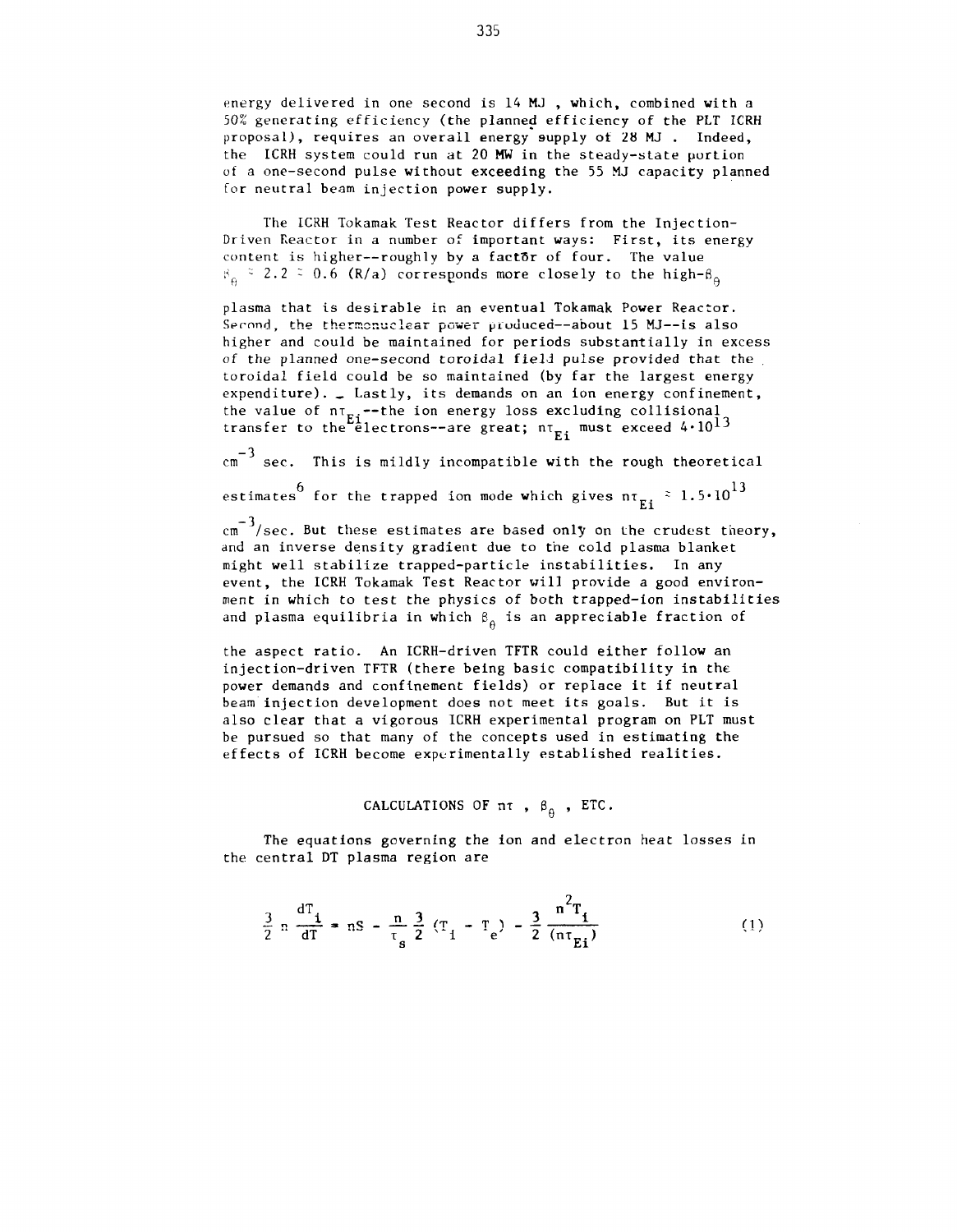energy delivered in one second is 14 MJ, which, combined with a 50% generating efficiency (the planned efficiency of the PLT ICRH proposal), requires an overall energy supply of 28 MJ. Indeed, the ICRH system could run at 20 MW in the steady-state portion of a one-second pulse without exceeding the 55 MJ capacity planned for neutral beam injection power supply.

The ICRH Tokamak Test Reactor differs from the Injection-Driven Reactor in a number of important ways: First, its energy content is higher--roughly by a factor of four. The value $\beta_\theta \simeq 2.2 \simeq 0.6\ (R/a)$ corresponds more closely to the high-$\beta_\theta$ plasma that is desirable in an eventual Tokamak Power Reactor. Second, the thermonuclear power produced--about 15 MJ--is also higher and could be maintained for periods substantially in excess of the planned one-second toroidal field pulse provided that the toroidal field could be so maintained (by far the largest energy expenditure). Lastly, its demands on an ion energy confinement, the value of $n\tau_{Ei}$--the ion energy loss excluding collisional transfer to the electrons--are great; $n\tau_{Ei}$ must exceed $4 \cdot 10^{13}$ $cm^{-3}$ sec. This is mildly incompatible with the rough theoretical estimates[6] for the trapped ion mode which gives $n\tau_{Ei} \simeq 1.5 \cdot 10^{13}$ $cm^{-3}$/sec. But these estimates are based only on the crudest theory, and an inverse density gradient due to the cold plasma blanket might well stabilize trapped-particle instabilities. In any event, the ICRH Tokamak Test Reactor will provide a good environment in which to test the physics of both trapped-ion instabilities and plasma equilibria in which $\beta_\theta$ is an appreciable fraction of the aspect ratio. An ICRH-driven TFTR could either follow an injection-driven TFTR (there being basic compatibility in the power demands and confinement fields) or replace it if neutral beam injection development does not meet its goals. But it is also clear that a vigorous ICRH experimental program on PLT must be pursued so that many of the concepts used in estimating the effects of ICRH become experimentally established realities.

## CALCULATIONS OF $n\tau$, $\beta_\theta$, ETC.

The equations governing the ion and electron heat losses in the central DT plasma region are

$$\frac{3}{2}\, n \frac{dT_i}{dT} = nS - \frac{n}{\tau_s}\frac{3}{2}(T_i - T_e) - \frac{3}{2}\frac{n^2 T_i}{(n\tau_{Ei})} \tag{1}$$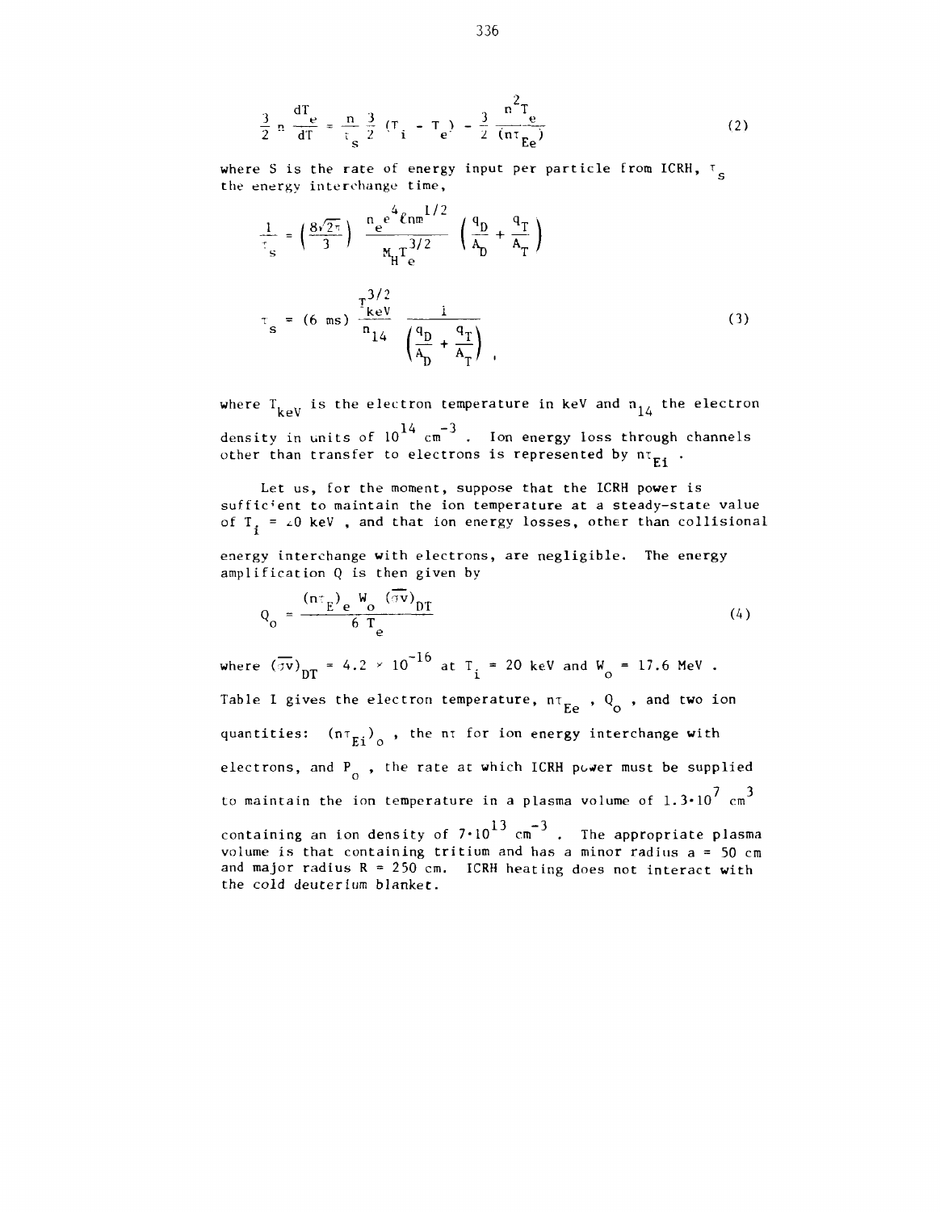$$\frac{3}{2} n \frac{dT_e}{dT} = \frac{n}{\tau_s} \frac{3}{2} (T_i - T_e) - \frac{3}{2} \frac{n^2 T_e}{(n\tau_{Ee})} \tag{2}$$

where S is the rate of energy input per particle from ICRH, $\tau_s$ the energy interchange time,

$$\frac{1}{\tau_s} = \left(\frac{8\sqrt{2\pi}}{3}\right) \frac{n_e e^4 \ell n m^{1/2}}{M_H T_e^{3/2}} \left(\frac{q_D}{A_D} + \frac{q_T}{A_T}\right)$$

$$\tau_s = (6 \text{ ms}) \frac{T_{keV}^{3/2}}{n_{14}} \frac{1}{\left(\frac{q_D}{A_D} + \frac{q_T}{A_T}\right)} , \tag{3}$$

where $T_{keV}$ is the electron temperature in keV and $n_{14}$ the electron density in units of $10^{14}$ $cm^{-3}$ . Ion energy loss through channels other than transfer to electrons is represented by $n\tau_{Ei}$ .

Let us, for the moment, suppose that the ICRH power is sufficient to maintain the ion temperature at a steady-state value of $T_i = 20$ keV , and that ion energy losses, other than collisional energy interchange with electrons, are negligible. The energy amplification Q is then given by

$$Q_o = \frac{(n\tau_E)_e W_o (\overline{\sigma v})_{DT}}{6 T_e} \tag{4}$$

where $(\overline{\sigma v})_{DT} = 4.2 \times 10^{-16}$ at $T_i = 20$ keV and $W_o = 17.6$ MeV . Table I gives the electron temperature, $n\tau_{Ee}$ , $Q_o$ , and two ion quantities: $(n\tau_{Ei})_o$ , the $n\tau$ for ion energy interchange with electrons, and $P_o$ , the rate at which ICRH power must be supplied to maintain the ion temperature in a plasma volume of $1.3 \cdot 10^7$ $cm^3$ containing an ion density of $7 \cdot 10^{13}$ $cm^{-3}$ . The appropriate plasma volume is that containing tritium and has a minor radius a = 50 cm and major radius R = 250 cm. ICRH heating does not interact with the cold deuterium blanket.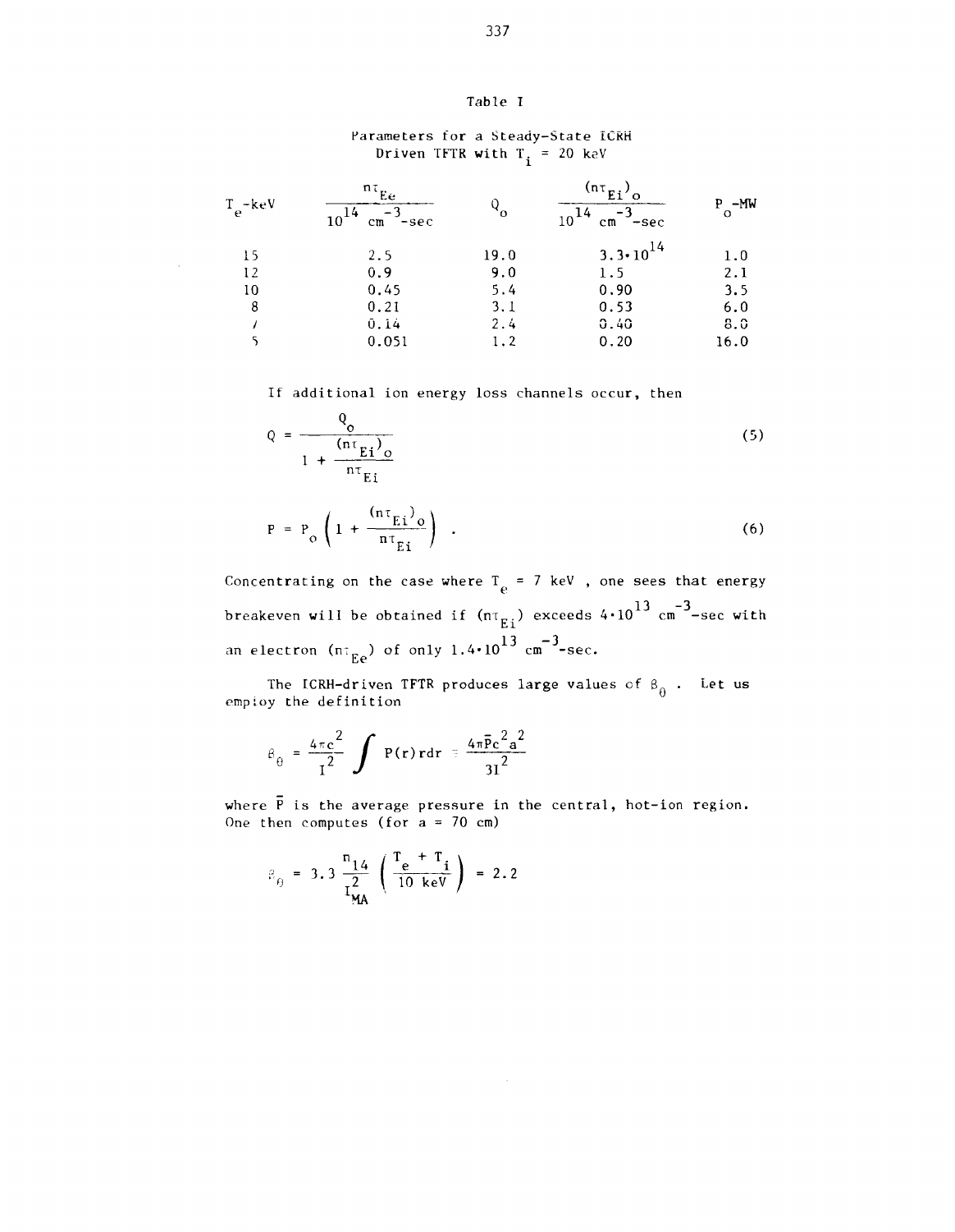Table I

Parameters for a Steady-State ICRH Driven TFTR with $T_i$ = 20 keV

| $T_e$-keV | $\frac{n\tau_{Ee}}{10^{14}\ cm^{-3}\text{-sec}}$ | $Q_o$ | $\frac{(n\tau_{Ei})_o}{10^{14}\ cm^{-3}\text{-sec}}$ | $P_o$-MW |
|---|---|---|---|---|
| 15 | 2.5 | 19.0 | $3.3\cdot 10^{14}$ | 1.0 |
| 12 | 0.9 | 9.0 | 1.5 | 2.1 |
| 10 | 0.45 | 5.4 | 0.90 | 3.5 |
| 8 | 0.21 | 3.1 | 0.53 | 6.0 |
| 7 | 0.14 | 2.4 | 0.40 | 8.0 |
| 5 | 0.051 | 1.2 | 0.20 | 16.0 |

If additional ion energy loss channels occur, then

$$Q = \frac{Q_o}{1 + \frac{(n\tau_{Ei})_o}{n\tau_{Ei}}} \tag{5}$$

$$P = P_o\left(1 + \frac{(n\tau_{Ei})_o}{n\tau_{Ei}}\right) \ . \tag{6}$$

Concentrating on the case where $T_e$ = 7 keV , one sees that energy breakeven will be obtained if $(n\tau_{Ei})$ exceeds $4\cdot 10^{13}$ $cm^{-3}$-sec with an electron $(n\tau_{Ee})$ of only $1.4\cdot 10^{13}$ $cm^{-3}$-sec.

The ICRH-driven TFTR produces large values of $\beta_\theta$ . Let us employ the definition

$$\beta_\theta = \frac{4\pi c^2}{I^2}\int P(r)rdr \simeq \frac{4\pi\bar{P}c^2a^2}{3I^2}$$

where $\bar{P}$ is the average pressure in the central, hot-ion region. One then computes (for a = 70 cm)

$$\beta_\theta = 3.3\,\frac{n_{14}}{I_{MA}^2}\left(\frac{T_e + T_i}{10\ \text{keV}}\right) = 2.2$$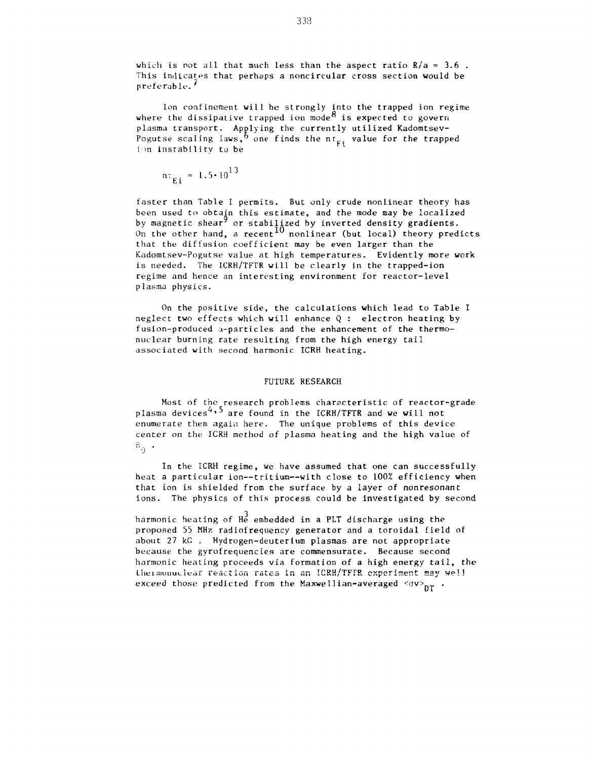which is not all that much less than the aspect ratio $R/a = 3.6$. This indicates that perhaps a noncircular cross section would be preferable.[7]

Ion confinement will be strongly into the trapped ion regime where the dissipative trapped ion mode[8] is expected to govern plasma transport. Applying the currently utilized Kadomtsev-Pogutse scaling laws,[6] one finds the $n\tau_{Ei}$ value for the trapped ion instability to be

$$n\tau_{Ei} = 1.5 \cdot 10^{13}$$

faster than Table I permits. But only crude nonlinear theory has been used to obtain this estimate, and the mode may be localized by magnetic shear[9] or stabilized by inverted density gradients. On the other hand, a recent[10] nonlinear (but local) theory predicts that the diffusion coefficient may be even larger than the Kadomtsev-Pogutse value at high temperatures. Evidently more work is needed. The ICRH/TFTR will be clearly in the trapped-ion regime and hence an interesting environment for reactor-level plasma physics.

On the positive side, the calculations which lead to Table I neglect two effects which will enhance Q : electron heating by fusion-produced $\alpha$-particles and the enhancement of the thermonuclear burning rate resulting from the high energy tail associated with second harmonic ICRH heating.

## FUTURE RESEARCH

Most of the research problems characteristic of reactor-grade plasma devices[4,5] are found in the ICRH/TFTR and we will not enumerate them again here. The unique problems of this device center on the ICRH method of plasma heating and the high value of $\beta_\theta$.

In the ICRH regime, we have assumed that one can successfully heat a particular ion--tritium--with close to 100% efficiency when that ion is shielded from the surface by a layer of nonresonant ions. The physics of this process could be investigated by second harmonic heating of $He^3$ embedded in a PLT discharge using the proposed 55 MHz radiofrequency generator and a toroidal field of about 27 kG . Hydrogen-deuterium plasmas are not appropriate because the gyrofrequencies are commensurate. Because second harmonic heating proceeds via formation of a high energy tail, the thermonuclear reaction rates in an ICRH/TFTR experiment may well exceed those predicted from the Maxwellian-averaged $\langle\sigma v\rangle_{DT}$.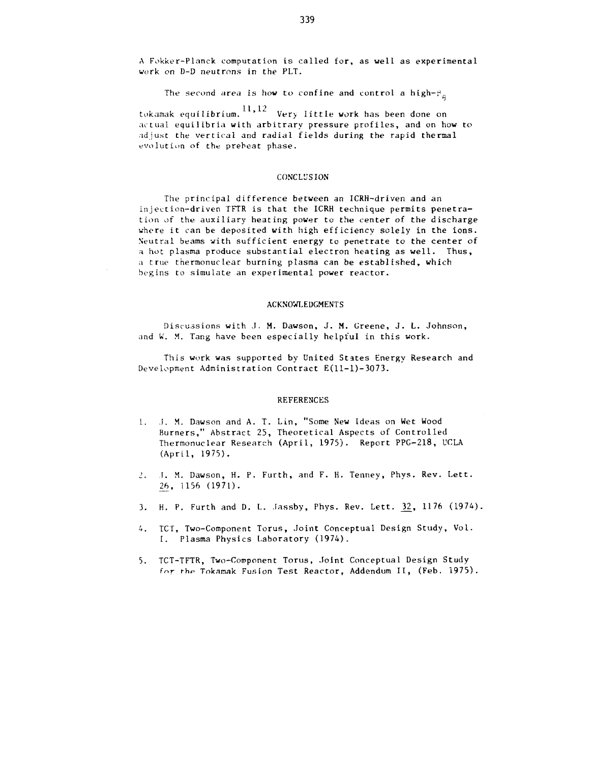A Fokker-Planck computation is called for, as well as experimental work on D-D neutrons in the PLT.

The second area is how to confine and control a high-$\beta_\theta$ tokamak equilibrium.[11,12] Very little work has been done on actual equilibria with arbitrary pressure profiles, and on how to adjust the vertical and radial fields during the rapid thermal evolution of the preheat phase.

## CONCLUSION

The principal difference between an ICRH-driven and an injection-driven TFTR is that the ICRH technique permits penetration of the auxiliary heating power to the center of the discharge where it can be deposited with high efficiency solely in the ions. Neutral beams with sufficient energy to penetrate to the center of a hot plasma produce substantial electron heating as well. Thus, a true thermonuclear burning plasma can be established, which begins to simulate an experimental power reactor.

## ACKNOWLEDGMENTS

Discussions with J. M. Dawson, J. M. Greene, J. L. Johnson, and W. M. Tang have been especially helpful in this work.

This work was supported by United States Energy Research and Development Administration Contract E(11-1)-3073.

## REFERENCES

1. J. M. Dawson and A. T. Lin, "Some New Ideas on Wet Wood Burners," Abstract 25, Theoretical Aspects of Controlled Thermonuclear Research (April, 1975). Report PPG-218, UCLA (April, 1975).

2. J. M. Dawson, H. P. Furth, and F. H. Tenney, Phys. Rev. Lett. 26, 1156 (1971).

3. H. P. Furth and D. L. Jassby, Phys. Rev. Lett. 32, 1176 (1974).

4. TCT, Two-Component Torus, Joint Conceptual Design Study, Vol. I. Plasma Physics Laboratory (1974).

5. TCT-TFTR, Two-Component Torus, Joint Conceptual Design Study for the Tokamak Fusion Test Reactor, Addendum II, (Feb. 1975).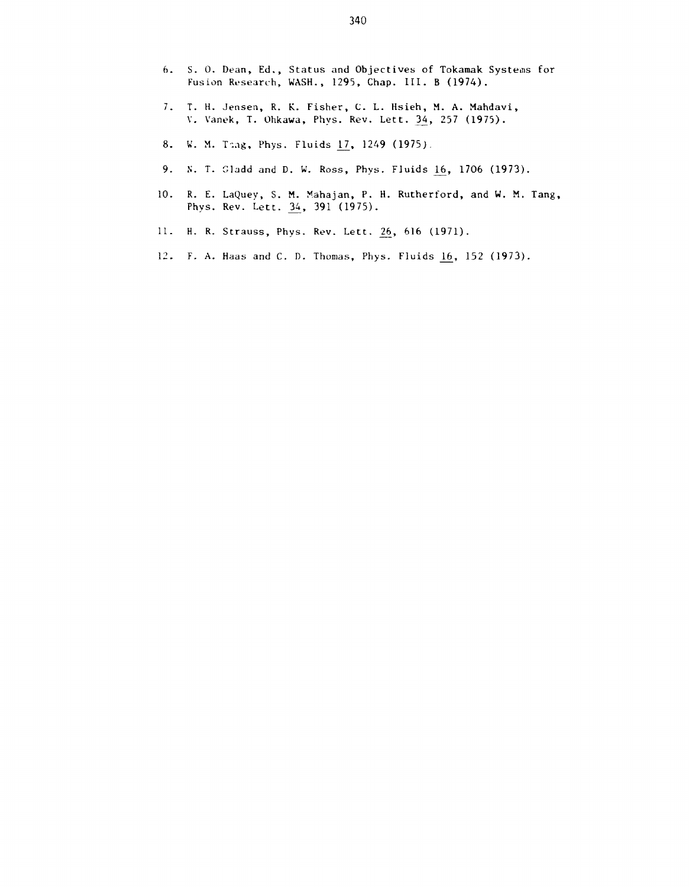6. S. O. Dean, Ed., Status and Objectives of Tokamak Systems for Fusion Research, WASH., 1295, Chap. III. B (1974).

7. T. H. Jensen, R. K. Fisher, C. L. Hsieh, M. A. Mahdavi, V. Vanek, T. Ohkawa, Phys. Rev. Lett. 34, 257 (1975).

8. W. M. Tang, Phys. Fluids 17, 1249 (1975).

9. N. T. Gladd and D. W. Ross, Phys. Fluids 16, 1706 (1973).

10. R. E. LaQuey, S. M. Mahajan, P. H. Rutherford, and W. M. Tang, Phys. Rev. Lett. 34, 391 (1975).

11. H. R. Strauss, Phys. Rev. Lett. 26, 616 (1971).

12. F. A. Haas and C. D. Thomas, Phys. Fluids 16, 152 (1973).